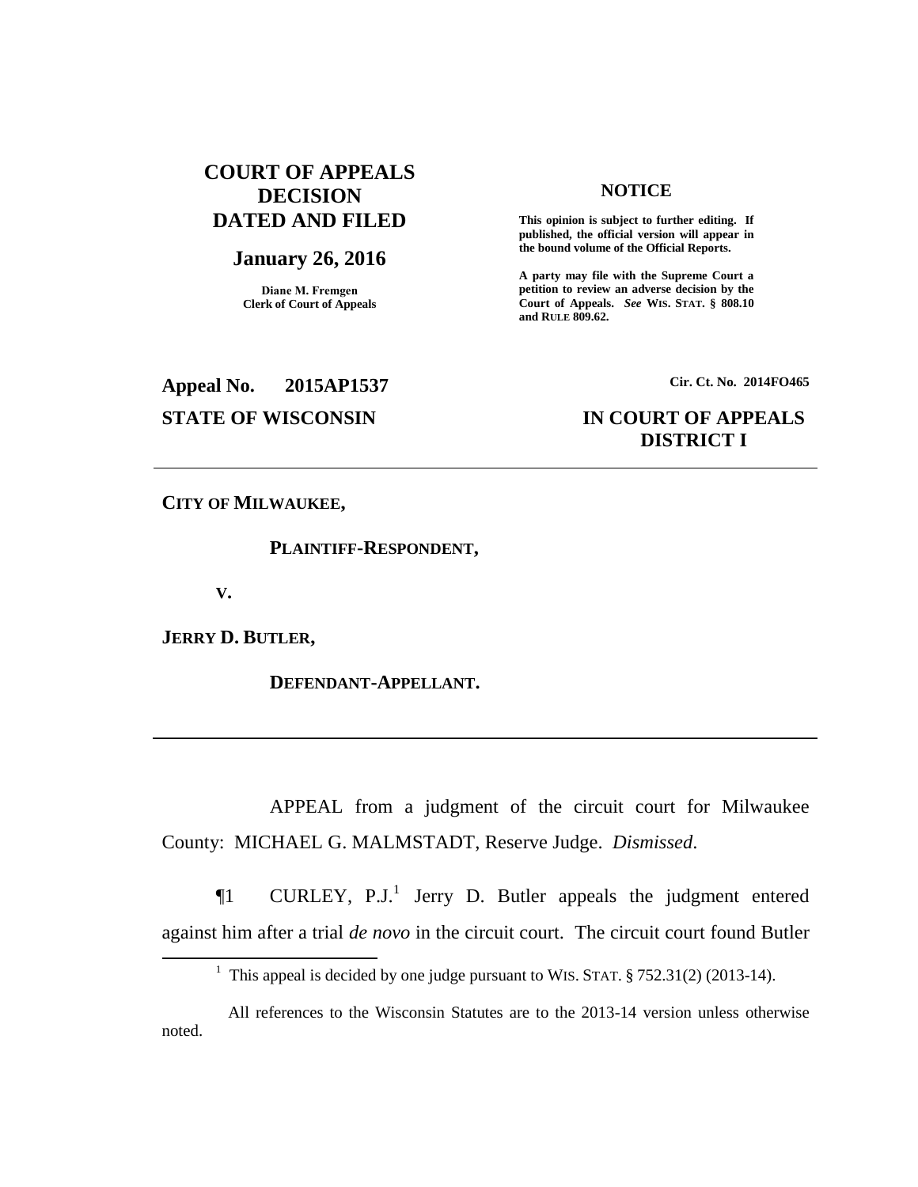# COURT OF APPEALS DECISION DATED AND FILED

**January 26, 2016**

**Diane M. Fremgen**
**Clerk of Court of Appeals**

**NOTICE**

**This opinion is subject to further editing. If published, the official version will appear in the bound volume of the Official Reports.**

**A party may file with the Supreme Court a petition to review an adverse decision by the Court of Appeals.** ***See*** **WIS. STAT. § 808.10 and RULE 809.62.**

**Appeal No. 2015AP1537** **Cir. Ct. No. 2014FO465**

**STATE OF WISCONSIN** **IN COURT OF APPEALS DISTRICT I**

---

**CITY OF MILWAUKEE,**

**PLAINTIFF-RESPONDENT,**

**V.**

**JERRY D. BUTLER,**

**DEFENDANT-APPELLANT.**

---

APPEAL from a judgment of the circuit court for Milwaukee County: MICHAEL G. MALMSTADT, Reserve Judge. *Dismissed*.

¶1 CURLEY, P.J.[1] Jerry D. Butler appeals the judgment entered against him after a trial *de novo* in the circuit court. The circuit court found Butler

---

[1] This appeal is decided by one judge pursuant to WIS. STAT. § 752.31(2) (2013-14).

All references to the Wisconsin Statutes are to the 2013-14 version unless otherwise noted.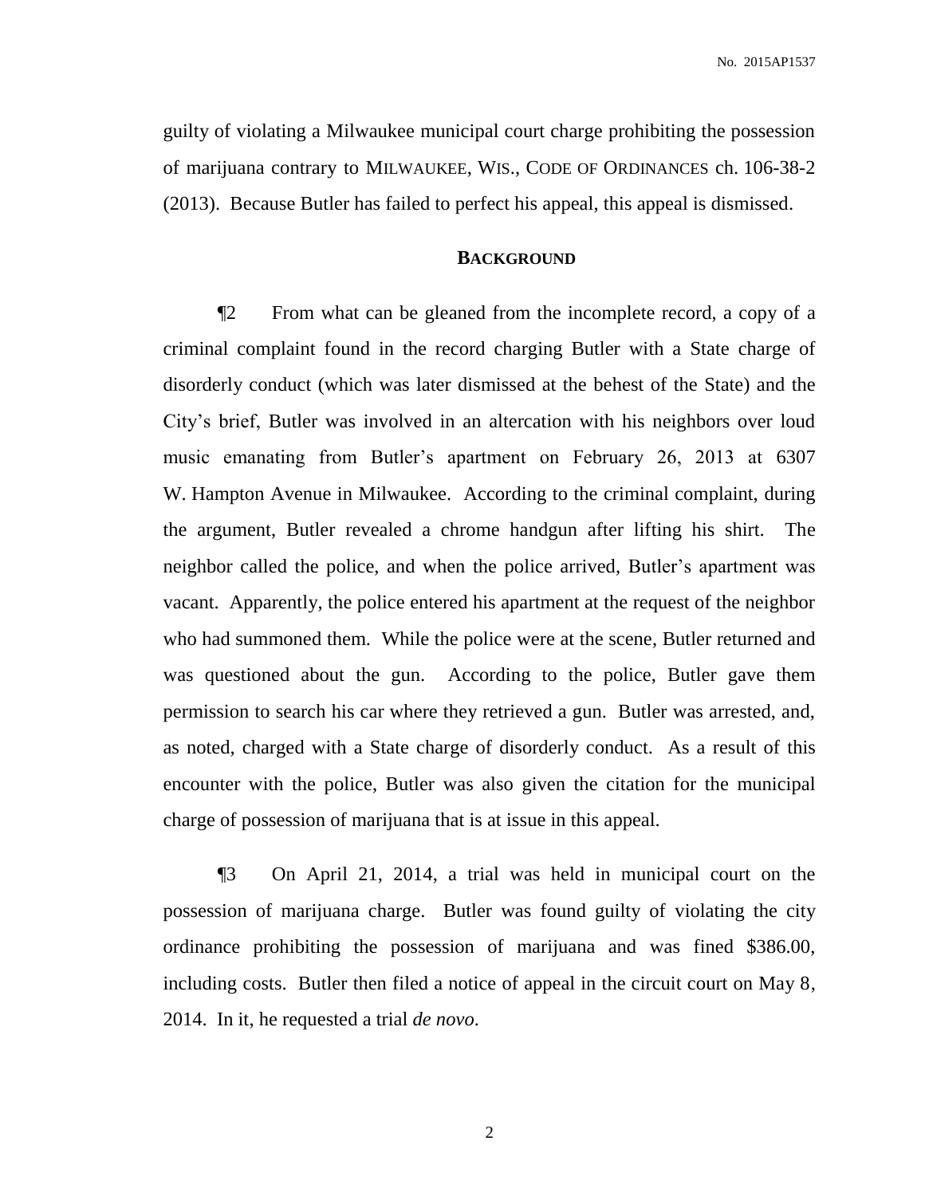guilty of violating a Milwaukee municipal court charge prohibiting the possession of marijuana contrary to MILWAUKEE, WIS., CODE OF ORDINANCES ch. 106-38-2 (2013). Because Butler has failed to perfect his appeal, this appeal is dismissed.

## BACKGROUND

¶2 From what can be gleaned from the incomplete record, a copy of a criminal complaint found in the record charging Butler with a State charge of disorderly conduct (which was later dismissed at the behest of the State) and the City's brief, Butler was involved in an altercation with his neighbors over loud music emanating from Butler's apartment on February 26, 2013 at 6307 W. Hampton Avenue in Milwaukee. According to the criminal complaint, during the argument, Butler revealed a chrome handgun after lifting his shirt. The neighbor called the police, and when the police arrived, Butler's apartment was vacant. Apparently, the police entered his apartment at the request of the neighbor who had summoned them. While the police were at the scene, Butler returned and was questioned about the gun. According to the police, Butler gave them permission to search his car where they retrieved a gun. Butler was arrested, and, as noted, charged with a State charge of disorderly conduct. As a result of this encounter with the police, Butler was also given the citation for the municipal charge of possession of marijuana that is at issue in this appeal.

¶3 On April 21, 2014, a trial was held in municipal court on the possession of marijuana charge. Butler was found guilty of violating the city ordinance prohibiting the possession of marijuana and was fined $386.00, including costs. Butler then filed a notice of appeal in the circuit court on May 8, 2014. In it, he requested a trial *de novo*.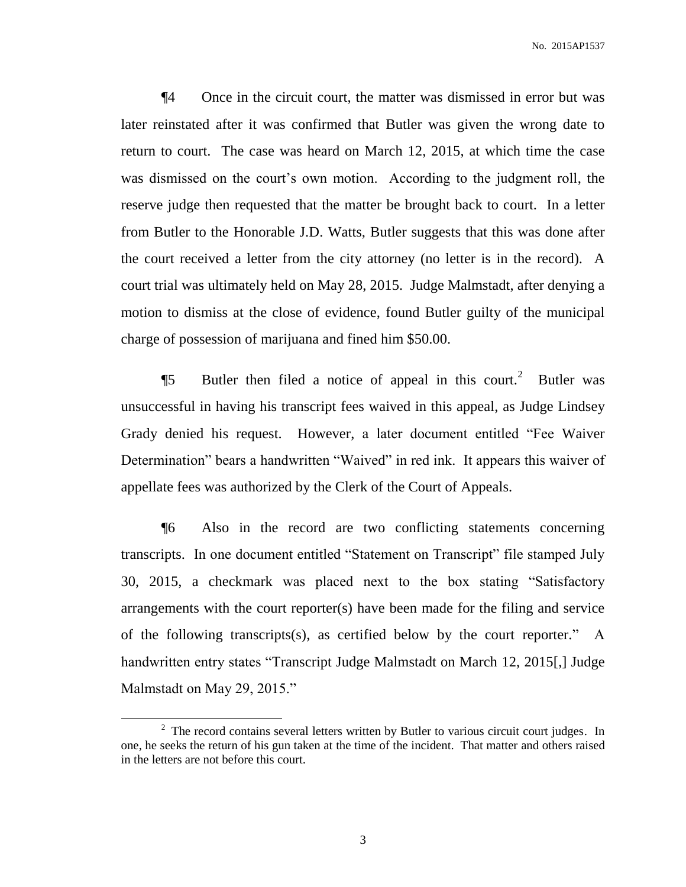¶4 Once in the circuit court, the matter was dismissed in error but was later reinstated after it was confirmed that Butler was given the wrong date to return to court. The case was heard on March 12, 2015, at which time the case was dismissed on the court's own motion. According to the judgment roll, the reserve judge then requested that the matter be brought back to court. In a letter from Butler to the Honorable J.D. Watts, Butler suggests that this was done after the court received a letter from the city attorney (no letter is in the record). A court trial was ultimately held on May 28, 2015. Judge Malmstadt, after denying a motion to dismiss at the close of evidence, found Butler guilty of the municipal charge of possession of marijuana and fined him $50.00.

¶5 Butler then filed a notice of appeal in this court.[2] Butler was unsuccessful in having his transcript fees waived in this appeal, as Judge Lindsey Grady denied his request. However, a later document entitled "Fee Waiver Determination" bears a handwritten "Waived" in red ink. It appears this waiver of appellate fees was authorized by the Clerk of the Court of Appeals.

¶6 Also in the record are two conflicting statements concerning transcripts. In one document entitled "Statement on Transcript" file stamped July 30, 2015, a checkmark was placed next to the box stating "Satisfactory arrangements with the court reporter(s) have been made for the filing and service of the following transcripts(s), as certified below by the court reporter." A handwritten entry states "Transcript Judge Malmstadt on March 12, 2015[,] Judge Malmstadt on May 29, 2015."

---

[2] The record contains several letters written by Butler to various circuit court judges. In one, he seeks the return of his gun taken at the time of the incident. That matter and others raised in the letters are not before this court.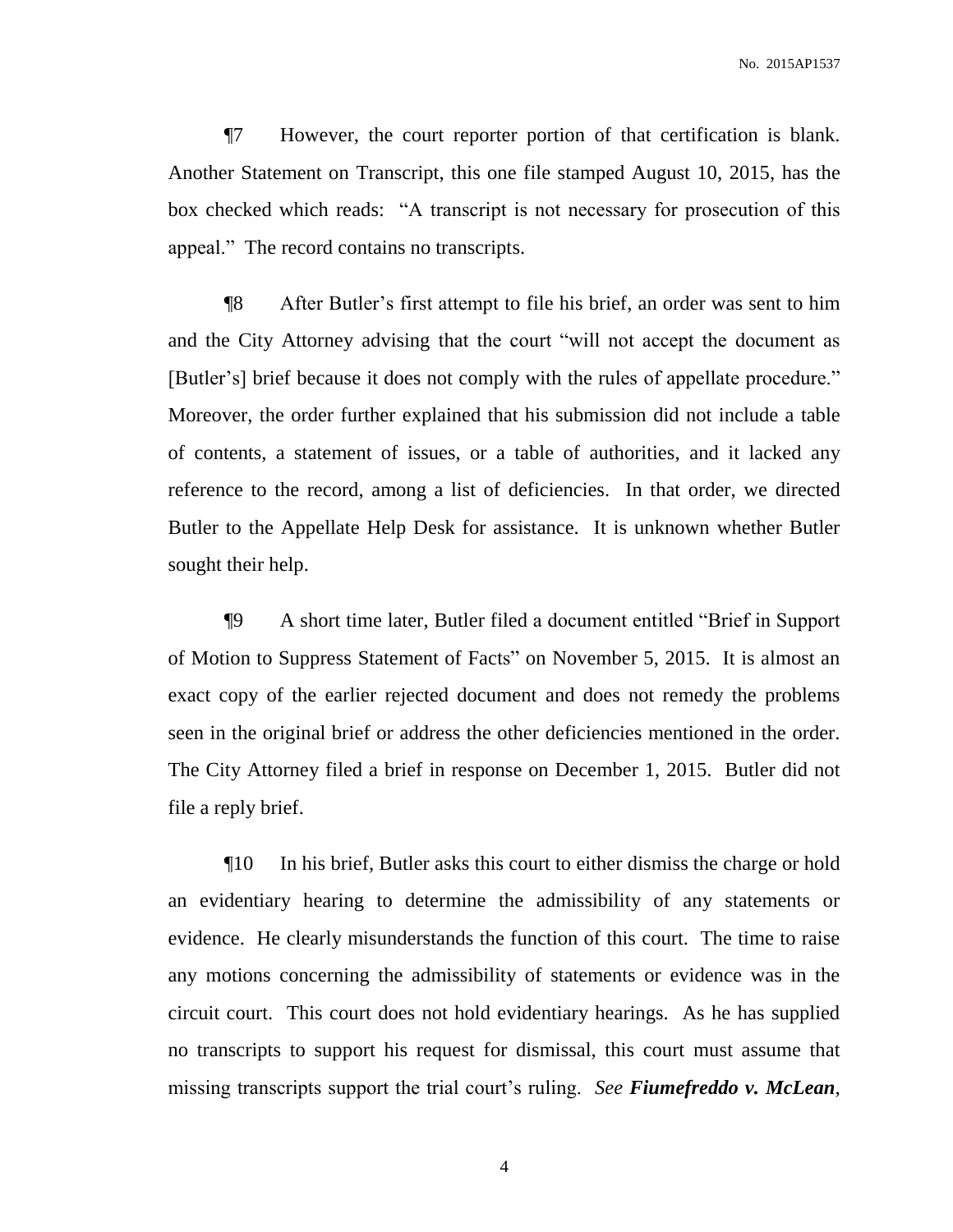¶7 However, the court reporter portion of that certification is blank. Another Statement on Transcript, this one file stamped August 10, 2015, has the box checked which reads: "A transcript is not necessary for prosecution of this appeal." The record contains no transcripts.

¶8 After Butler's first attempt to file his brief, an order was sent to him and the City Attorney advising that the court "will not accept the document as [Butler's] brief because it does not comply with the rules of appellate procedure." Moreover, the order further explained that his submission did not include a table of contents, a statement of issues, or a table of authorities, and it lacked any reference to the record, among a list of deficiencies. In that order, we directed Butler to the Appellate Help Desk for assistance. It is unknown whether Butler sought their help.

¶9 A short time later, Butler filed a document entitled "Brief in Support of Motion to Suppress Statement of Facts" on November 5, 2015. It is almost an exact copy of the earlier rejected document and does not remedy the problems seen in the original brief or address the other deficiencies mentioned in the order. The City Attorney filed a brief in response on December 1, 2015. Butler did not file a reply brief.

¶10 In his brief, Butler asks this court to either dismiss the charge or hold an evidentiary hearing to determine the admissibility of any statements or evidence. He clearly misunderstands the function of this court. The time to raise any motions concerning the admissibility of statements or evidence was in the circuit court. This court does not hold evidentiary hearings. As he has supplied no transcripts to support his request for dismissal, this court must assume that missing transcripts support the trial court's ruling. *See* ***Fiumefreddo v. McLean***,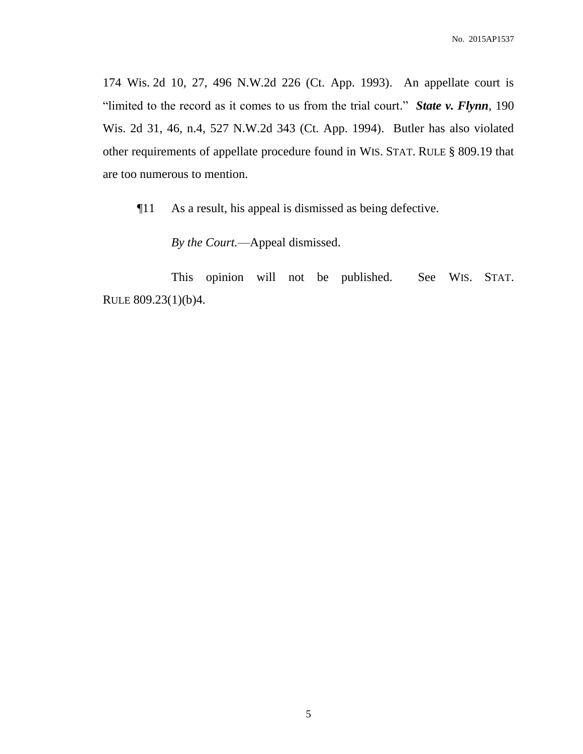174 Wis. 2d 10, 27, 496 N.W.2d 226 (Ct. App. 1993). An appellate court is "limited to the record as it comes to us from the trial court." ***State v. Flynn***, 190 Wis. 2d 31, 46, n.4, 527 N.W.2d 343 (Ct. App. 1994). Butler has also violated other requirements of appellate procedure found in WIS. STAT. RULE § 809.19 that are too numerous to mention.

¶11 As a result, his appeal is dismissed as being defective.

*By the Court.*—Appeal dismissed.

This opinion will not be published. See WIS. STAT. RULE 809.23(1)(b)4.